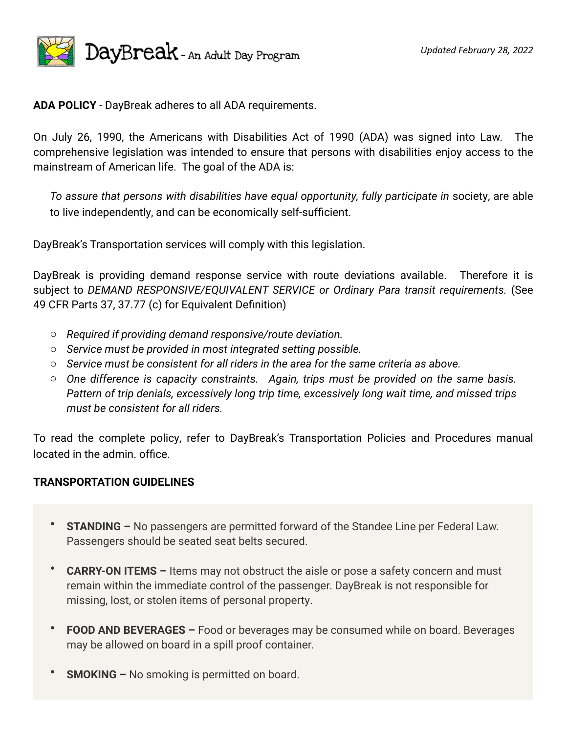DayBreak - An Adult Day Program

*Updated February 28, 2022*

**ADA POLICY** - DayBreak adheres to all ADA requirements.

On July 26, 1990, the Americans with Disabilities Act of 1990 (ADA) was signed into Law. The comprehensive legislation was intended to ensure that persons with disabilities enjoy access to the mainstream of American life. The goal of the ADA is:

> *To assure that persons with disabilities have equal opportunity, fully participate in* society, are able to live independently, and can be economically self-sufficient.

DayBreak's Transportation services will comply with this legislation.

DayBreak is providing demand response service with route deviations available. Therefore it is subject to *DEMAND RESPONSIVE/EQUIVALENT SERVICE or Ordinary Para transit requirements*. (See 49 CFR Parts 37, 37.77 (c) for Equivalent Definition)

- *Required if providing demand responsive/route deviation.*
- *Service must be provided in most integrated setting possible.*
- *Service must be consistent for all riders in the area for the same criteria as above.*
- *One difference is capacity constraints. Again, trips must be provided on the same basis. Pattern of trip denials, excessively long trip time, excessively long wait time, and missed trips must be consistent for all riders.*

To read the complete policy, refer to DayBreak's Transportation Policies and Procedures manual located in the admin. office.

**TRANSPORTATION GUIDELINES**

- **STANDING –** No passengers are permitted forward of the Standee Line per Federal Law. Passengers should be seated seat belts secured.
- **CARRY-ON ITEMS –** Items may not obstruct the aisle or pose a safety concern and must remain within the immediate control of the passenger. DayBreak is not responsible for missing, lost, or stolen items of personal property.
- **FOOD AND BEVERAGES –** Food or beverages may be consumed while on board. Beverages may be allowed on board in a spill proof container.
- **SMOKING –** No smoking is permitted on board.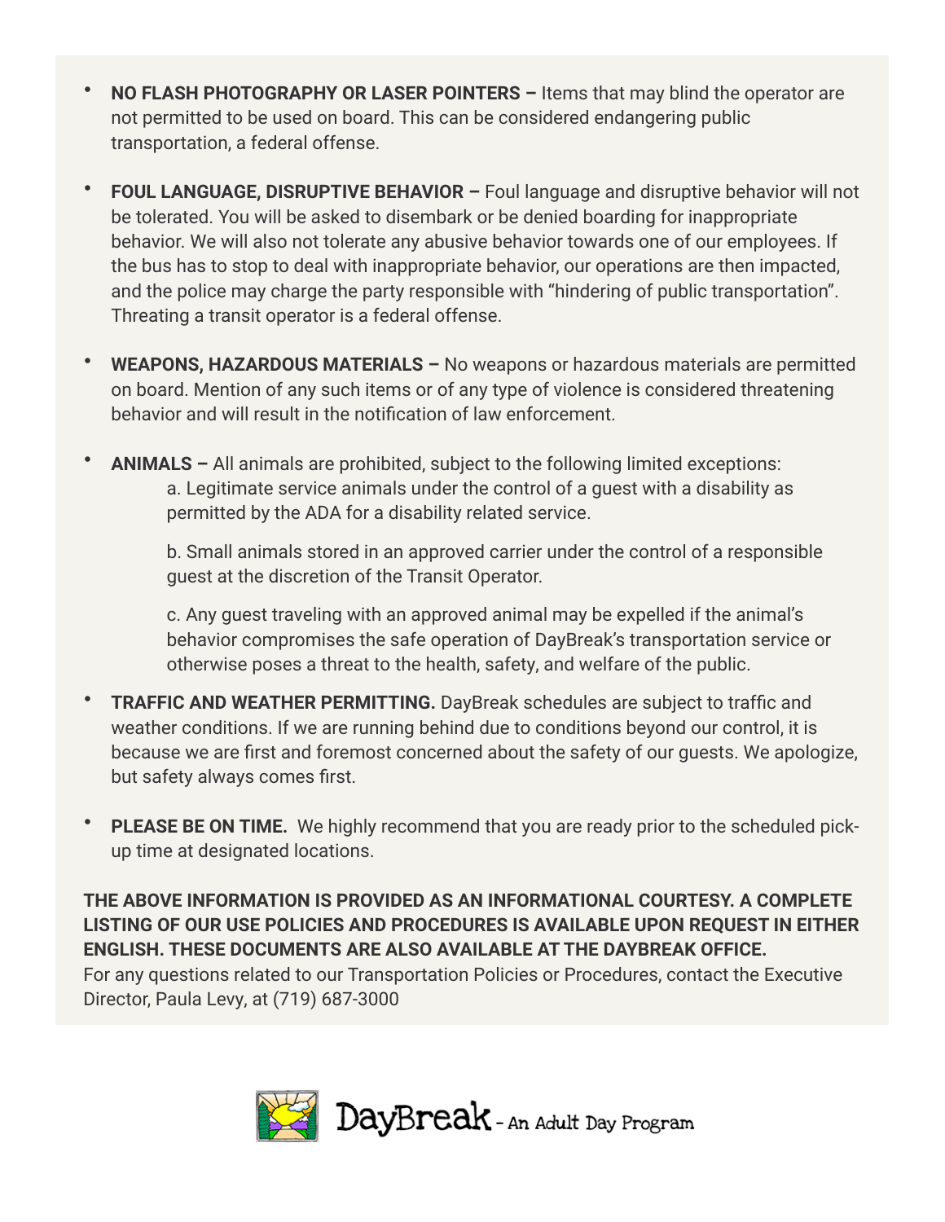- **NO FLASH PHOTOGRAPHY OR LASER POINTERS –** Items that may blind the operator are not permitted to be used on board. This can be considered endangering public transportation, a federal offense.

- **FOUL LANGUAGE, DISRUPTIVE BEHAVIOR –** Foul language and disruptive behavior will not be tolerated. You will be asked to disembark or be denied boarding for inappropriate behavior. We will also not tolerate any abusive behavior towards one of our employees. If the bus has to stop to deal with inappropriate behavior, our operations are then impacted, and the police may charge the party responsible with "hindering of public transportation". Threating a transit operator is a federal offense.

- **WEAPONS, HAZARDOUS MATERIALS –** No weapons or hazardous materials are permitted on board. Mention of any such items or of any type of violence is considered threatening behavior and will result in the notification of law enforcement.

- **ANIMALS –** All animals are prohibited, subject to the following limited exceptions:

  a. Legitimate service animals under the control of a guest with a disability as permitted by the ADA for a disability related service.

  b. Small animals stored in an approved carrier under the control of a responsible guest at the discretion of the Transit Operator.

  c. Any guest traveling with an approved animal may be expelled if the animal's behavior compromises the safe operation of DayBreak's transportation service or otherwise poses a threat to the health, safety, and welfare of the public.

- **TRAFFIC AND WEATHER PERMITTING.** DayBreak schedules are subject to traffic and weather conditions. If we are running behind due to conditions beyond our control, it is because we are first and foremost concerned about the safety of our guests. We apologize, but safety always comes first.

- **PLEASE BE ON TIME.** We highly recommend that you are ready prior to the scheduled pick-up time at designated locations.

**THE ABOVE INFORMATION IS PROVIDED AS AN INFORMATIONAL COURTESY. A COMPLETE LISTING OF OUR USE POLICIES AND PROCEDURES IS AVAILABLE UPON REQUEST IN EITHER ENGLISH. THESE DOCUMENTS ARE ALSO AVAILABLE AT THE DAYBREAK OFFICE.**
For any questions related to our Transportation Policies or Procedures, contact the Executive Director, Paula Levy, at (719) 687-3000

DayBreak - An Adult Day Program